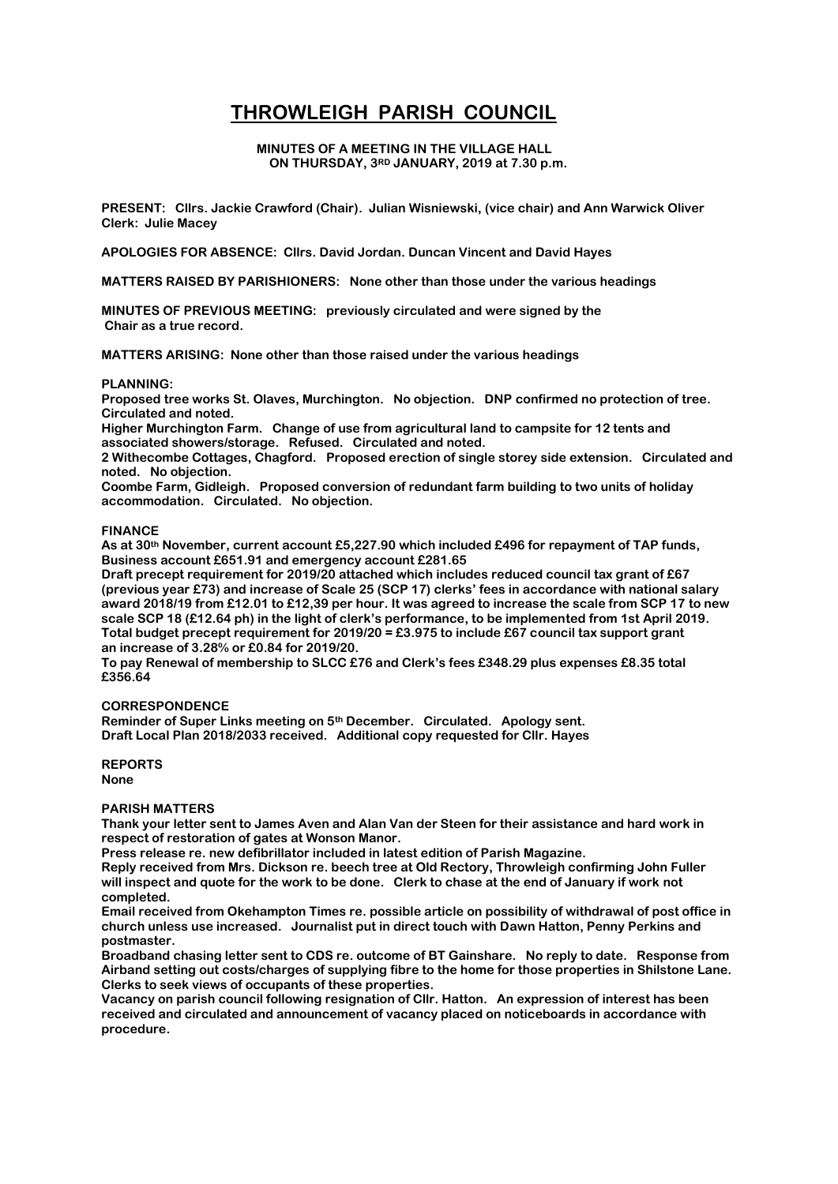# THROWLEIGH PARISH COUNCIL

**MINUTES OF A MEETING IN THE VILLAGE HALL ON THURSDAY, 3RD JANUARY, 2019 at 7.30 p.m.**

**PRESENT: Cllrs. Jackie Crawford (Chair). Julian Wisniewski, (vice chair) and Ann Warwick Oliver Clerk: Julie Macey**

**APOLOGIES FOR ABSENCE: Cllrs. David Jordan. Duncan Vincent and David Hayes**

**MATTERS RAISED BY PARISHIONERS: None other than those under the various headings**

**MINUTES OF PREVIOUS MEETING: previously circulated and were signed by the Chair as a true record.**

**MATTERS ARISING: None other than those raised under the various headings**

**PLANNING:**

**Proposed tree works St. Olaves, Murchington. No objection. DNP confirmed no protection of tree. Circulated and noted.**

**Higher Murchington Farm. Change of use from agricultural land to campsite for 12 tents and associated showers/storage. Refused. Circulated and noted.**

**2 Withecombe Cottages, Chagford. Proposed erection of single storey side extension. Circulated and noted. No objection.**

**Coombe Farm, Gidleigh. Proposed conversion of redundant farm building to two units of holiday accommodation. Circulated. No objection.**

**FINANCE**

**As at 30th November, current account £5,227.90 which included £496 for repayment of TAP funds, Business account £651.91 and emergency account £281.65**

**Draft precept requirement for 2019/20 attached which includes reduced council tax grant of £67 (previous year £73) and increase of Scale 25 (SCP 17) clerks' fees in accordance with national salary award 2018/19 from £12.01 to £12,39 per hour. It was agreed to increase the scale from SCP 17 to new scale SCP 18 (£12.64 ph) in the light of clerk's performance, to be implemented from 1st April 2019. Total budget precept requirement for 2019/20 = £3.975 to include £67 council tax support grant an increase of 3.28% or £0.84 for 2019/20.**

**To pay Renewal of membership to SLCC £76 and Clerk's fees £348.29 plus expenses £8.35 total £356.64**

**CORRESPONDENCE**

**Reminder of Super Links meeting on 5th December. Circulated. Apology sent.**

**Draft Local Plan 2018/2033 received. Additional copy requested for Cllr. Hayes**

**REPORTS**

**None**

**PARISH MATTERS**

**Thank your letter sent to James Aven and Alan Van der Steen for their assistance and hard work in respect of restoration of gates at Wonson Manor.**

**Press release re. new defibrillator included in latest edition of Parish Magazine.**

**Reply received from Mrs. Dickson re. beech tree at Old Rectory, Throwleigh confirming John Fuller will inspect and quote for the work to be done. Clerk to chase at the end of January if work not completed.**

**Email received from Okehampton Times re. possible article on possibility of withdrawal of post office in church unless use increased. Journalist put in direct touch with Dawn Hatton, Penny Perkins and postmaster.**

**Broadband chasing letter sent to CDS re. outcome of BT Gainshare. No reply to date. Response from Airband setting out costs/charges of supplying fibre to the home for those properties in Shilstone Lane. Clerks to seek views of occupants of these properties.**

**Vacancy on parish council following resignation of Cllr. Hatton. An expression of interest has been received and circulated and announcement of vacancy placed on noticeboards in accordance with procedure.**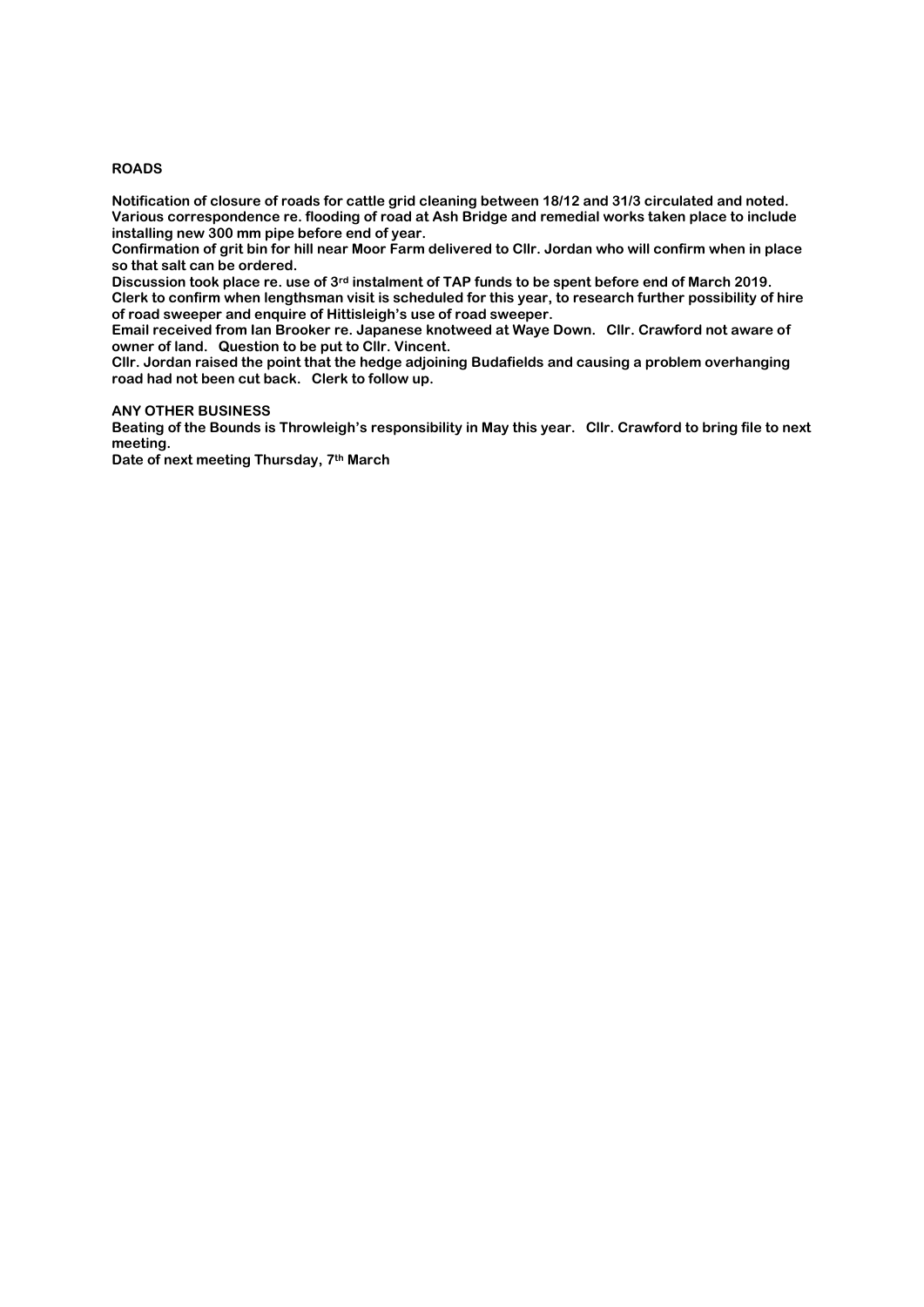**ROADS**

**Notification of closure of roads for cattle grid cleaning between 18/12 and 31/3 circulated and noted.**
**Various correspondence re. flooding of road at Ash Bridge and remedial works taken place to include installing new 300 mm pipe before end of year.**
**Confirmation of grit bin for hill near Moor Farm delivered to Cllr. Jordan who will confirm when in place so that salt can be ordered.**
**Discussion took place re. use of 3rd instalment of TAP funds to be spent before end of March 2019.**
**Clerk to confirm when lengthsman visit is scheduled for this year, to research further possibility of hire of road sweeper and enquire of Hittisleigh's use of road sweeper.**
**Email received from Ian Brooker re. Japanese knotweed at Waye Down. Cllr. Crawford not aware of owner of land. Question to be put to Cllr. Vincent.**
**Cllr. Jordan raised the point that the hedge adjoining Budafields and causing a problem overhanging road had not been cut back. Clerk to follow up.**

**ANY OTHER BUSINESS**
**Beating of the Bounds is Throwleigh's responsibility in May this year. Cllr. Crawford to bring file to next meeting.**
**Date of next meeting Thursday, 7th March**